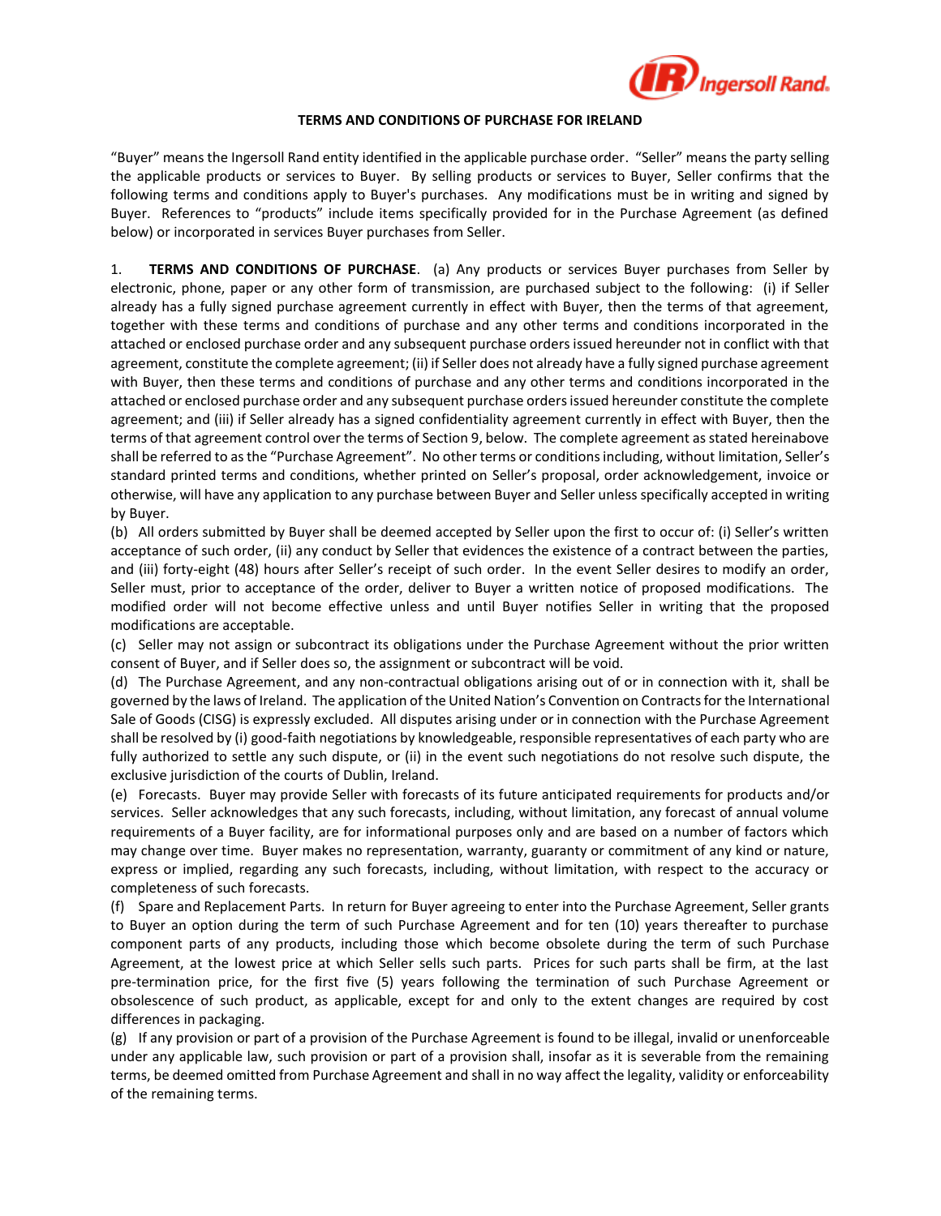# TERMS AND CONDITIONS OF PURCHASE FOR IRELAND

"Buyer" means the Ingersoll Rand entity identified in the applicable purchase order. "Seller" means the party selling the applicable products or services to Buyer. By selling products or services to Buyer, Seller confirms that the following terms and conditions apply to Buyer's purchases. Any modifications must be in writing and signed by Buyer. References to "products" include items specifically provided for in the Purchase Agreement (as defined below) or incorporated in services Buyer purchases from Seller.

1. **TERMS AND CONDITIONS OF PURCHASE**. (a) Any products or services Buyer purchases from Seller by electronic, phone, paper or any other form of transmission, are purchased subject to the following: (i) if Seller already has a fully signed purchase agreement currently in effect with Buyer, then the terms of that agreement, together with these terms and conditions of purchase and any other terms and conditions incorporated in the attached or enclosed purchase order and any subsequent purchase orders issued hereunder not in conflict with that agreement, constitute the complete agreement; (ii) if Seller does not already have a fully signed purchase agreement with Buyer, then these terms and conditions of purchase and any other terms and conditions incorporated in the attached or enclosed purchase order and any subsequent purchase orders issued hereunder constitute the complete agreement; and (iii) if Seller already has a signed confidentiality agreement currently in effect with Buyer, then the terms of that agreement control over the terms of Section 9, below. The complete agreement as stated hereinabove shall be referred to as the "Purchase Agreement". No other terms or conditions including, without limitation, Seller's standard printed terms and conditions, whether printed on Seller's proposal, order acknowledgement, invoice or otherwise, will have any application to any purchase between Buyer and Seller unless specifically accepted in writing by Buyer.

(b) All orders submitted by Buyer shall be deemed accepted by Seller upon the first to occur of: (i) Seller's written acceptance of such order, (ii) any conduct by Seller that evidences the existence of a contract between the parties, and (iii) forty-eight (48) hours after Seller's receipt of such order. In the event Seller desires to modify an order, Seller must, prior to acceptance of the order, deliver to Buyer a written notice of proposed modifications. The modified order will not become effective unless and until Buyer notifies Seller in writing that the proposed modifications are acceptable.

(c) Seller may not assign or subcontract its obligations under the Purchase Agreement without the prior written consent of Buyer, and if Seller does so, the assignment or subcontract will be void.

(d) The Purchase Agreement, and any non-contractual obligations arising out of or in connection with it, shall be governed by the laws of Ireland. The application of the United Nation's Convention on Contracts for the International Sale of Goods (CISG) is expressly excluded. All disputes arising under or in connection with the Purchase Agreement shall be resolved by (i) good-faith negotiations by knowledgeable, responsible representatives of each party who are fully authorized to settle any such dispute, or (ii) in the event such negotiations do not resolve such dispute, the exclusive jurisdiction of the courts of Dublin, Ireland.

(e) Forecasts. Buyer may provide Seller with forecasts of its future anticipated requirements for products and/or services. Seller acknowledges that any such forecasts, including, without limitation, any forecast of annual volume requirements of a Buyer facility, are for informational purposes only and are based on a number of factors which may change over time. Buyer makes no representation, warranty, guaranty or commitment of any kind or nature, express or implied, regarding any such forecasts, including, without limitation, with respect to the accuracy or completeness of such forecasts.

(f) Spare and Replacement Parts. In return for Buyer agreeing to enter into the Purchase Agreement, Seller grants to Buyer an option during the term of such Purchase Agreement and for ten (10) years thereafter to purchase component parts of any products, including those which become obsolete during the term of such Purchase Agreement, at the lowest price at which Seller sells such parts. Prices for such parts shall be firm, at the last pre-termination price, for the first five (5) years following the termination of such Purchase Agreement or obsolescence of such product, as applicable, except for and only to the extent changes are required by cost differences in packaging.

(g) If any provision or part of a provision of the Purchase Agreement is found to be illegal, invalid or unenforceable under any applicable law, such provision or part of a provision shall, insofar as it is severable from the remaining terms, be deemed omitted from Purchase Agreement and shall in no way affect the legality, validity or enforceability of the remaining terms.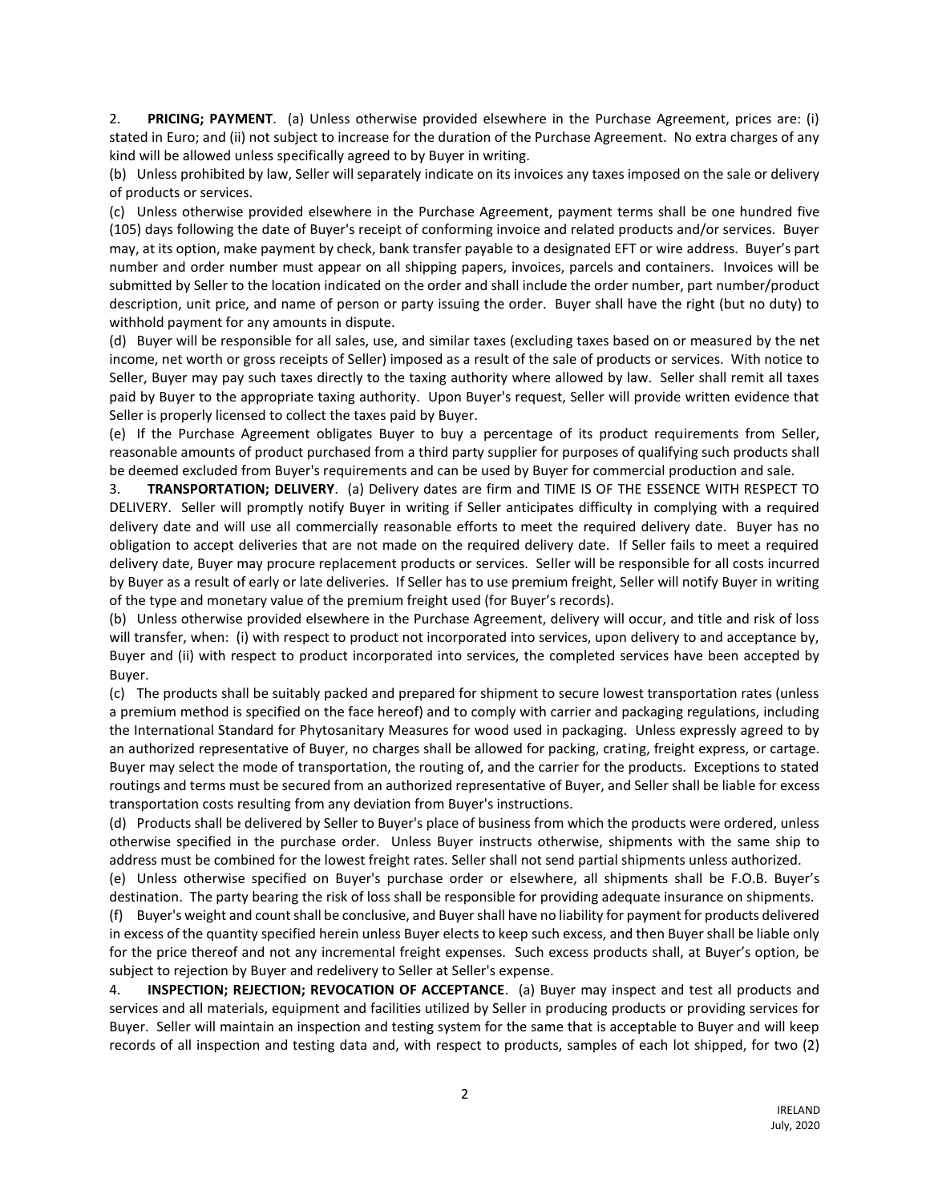2. **PRICING; PAYMENT**. (a) Unless otherwise provided elsewhere in the Purchase Agreement, prices are: (i) stated in Euro; and (ii) not subject to increase for the duration of the Purchase Agreement. No extra charges of any kind will be allowed unless specifically agreed to by Buyer in writing.

(b) Unless prohibited by law, Seller will separately indicate on its invoices any taxes imposed on the sale or delivery of products or services.

(c) Unless otherwise provided elsewhere in the Purchase Agreement, payment terms shall be one hundred five (105) days following the date of Buyer's receipt of conforming invoice and related products and/or services. Buyer may, at its option, make payment by check, bank transfer payable to a designated EFT or wire address. Buyer's part number and order number must appear on all shipping papers, invoices, parcels and containers. Invoices will be submitted by Seller to the location indicated on the order and shall include the order number, part number/product description, unit price, and name of person or party issuing the order. Buyer shall have the right (but no duty) to withhold payment for any amounts in dispute.

(d) Buyer will be responsible for all sales, use, and similar taxes (excluding taxes based on or measured by the net income, net worth or gross receipts of Seller) imposed as a result of the sale of products or services. With notice to Seller, Buyer may pay such taxes directly to the taxing authority where allowed by law. Seller shall remit all taxes paid by Buyer to the appropriate taxing authority. Upon Buyer's request, Seller will provide written evidence that Seller is properly licensed to collect the taxes paid by Buyer.

(e) If the Purchase Agreement obligates Buyer to buy a percentage of its product requirements from Seller, reasonable amounts of product purchased from a third party supplier for purposes of qualifying such products shall be deemed excluded from Buyer's requirements and can be used by Buyer for commercial production and sale.

3. **TRANSPORTATION; DELIVERY**. (a) Delivery dates are firm and TIME IS OF THE ESSENCE WITH RESPECT TO DELIVERY. Seller will promptly notify Buyer in writing if Seller anticipates difficulty in complying with a required delivery date and will use all commercially reasonable efforts to meet the required delivery date. Buyer has no obligation to accept deliveries that are not made on the required delivery date. If Seller fails to meet a required delivery date, Buyer may procure replacement products or services. Seller will be responsible for all costs incurred by Buyer as a result of early or late deliveries. If Seller has to use premium freight, Seller will notify Buyer in writing of the type and monetary value of the premium freight used (for Buyer's records).

(b) Unless otherwise provided elsewhere in the Purchase Agreement, delivery will occur, and title and risk of loss will transfer, when: (i) with respect to product not incorporated into services, upon delivery to and acceptance by, Buyer and (ii) with respect to product incorporated into services, the completed services have been accepted by Buyer.

(c) The products shall be suitably packed and prepared for shipment to secure lowest transportation rates (unless a premium method is specified on the face hereof) and to comply with carrier and packaging regulations, including the International Standard for Phytosanitary Measures for wood used in packaging. Unless expressly agreed to by an authorized representative of Buyer, no charges shall be allowed for packing, crating, freight express, or cartage. Buyer may select the mode of transportation, the routing of, and the carrier for the products. Exceptions to stated routings and terms must be secured from an authorized representative of Buyer, and Seller shall be liable for excess transportation costs resulting from any deviation from Buyer's instructions.

(d) Products shall be delivered by Seller to Buyer's place of business from which the products were ordered, unless otherwise specified in the purchase order. Unless Buyer instructs otherwise, shipments with the same ship to address must be combined for the lowest freight rates. Seller shall not send partial shipments unless authorized.

(e) Unless otherwise specified on Buyer's purchase order or elsewhere, all shipments shall be F.O.B. Buyer's destination. The party bearing the risk of loss shall be responsible for providing adequate insurance on shipments.

(f) Buyer's weight and count shall be conclusive, and Buyer shall have no liability for payment for products delivered in excess of the quantity specified herein unless Buyer elects to keep such excess, and then Buyer shall be liable only for the price thereof and not any incremental freight expenses. Such excess products shall, at Buyer's option, be subject to rejection by Buyer and redelivery to Seller at Seller's expense.

4. **INSPECTION; REJECTION; REVOCATION OF ACCEPTANCE**. (a) Buyer may inspect and test all products and services and all materials, equipment and facilities utilized by Seller in producing products or providing services for Buyer. Seller will maintain an inspection and testing system for the same that is acceptable to Buyer and will keep records of all inspection and testing data and, with respect to products, samples of each lot shipped, for two (2)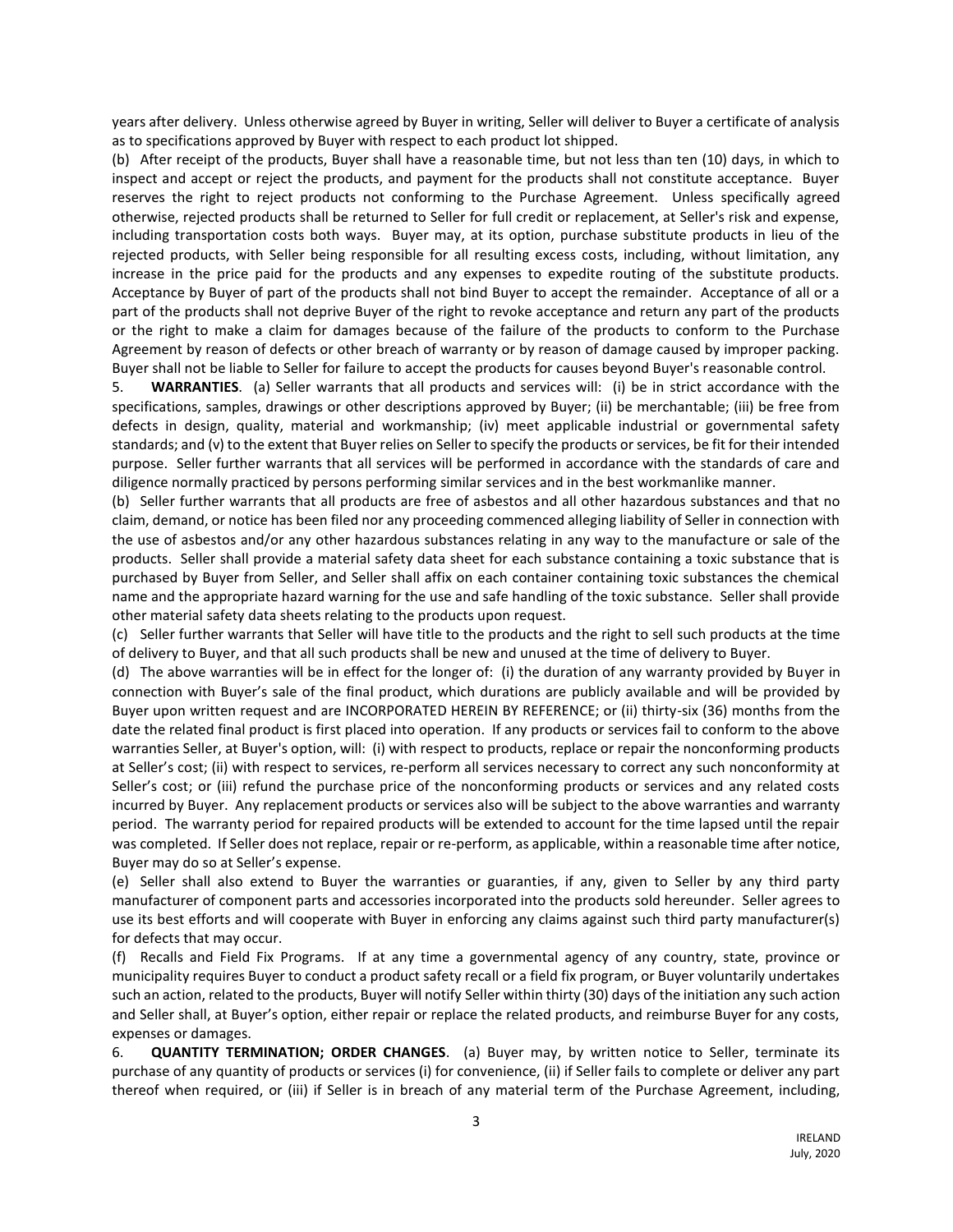years after delivery. Unless otherwise agreed by Buyer in writing, Seller will deliver to Buyer a certificate of analysis as to specifications approved by Buyer with respect to each product lot shipped.

(b) After receipt of the products, Buyer shall have a reasonable time, but not less than ten (10) days, in which to inspect and accept or reject the products, and payment for the products shall not constitute acceptance. Buyer reserves the right to reject products not conforming to the Purchase Agreement. Unless specifically agreed otherwise, rejected products shall be returned to Seller for full credit or replacement, at Seller's risk and expense, including transportation costs both ways. Buyer may, at its option, purchase substitute products in lieu of the rejected products, with Seller being responsible for all resulting excess costs, including, without limitation, any increase in the price paid for the products and any expenses to expedite routing of the substitute products. Acceptance by Buyer of part of the products shall not bind Buyer to accept the remainder. Acceptance of all or a part of the products shall not deprive Buyer of the right to revoke acceptance and return any part of the products or the right to make a claim for damages because of the failure of the products to conform to the Purchase Agreement by reason of defects or other breach of warranty or by reason of damage caused by improper packing. Buyer shall not be liable to Seller for failure to accept the products for causes beyond Buyer's reasonable control.

5. **WARRANTIES**. (a) Seller warrants that all products and services will: (i) be in strict accordance with the specifications, samples, drawings or other descriptions approved by Buyer; (ii) be merchantable; (iii) be free from defects in design, quality, material and workmanship; (iv) meet applicable industrial or governmental safety standards; and (v) to the extent that Buyer relies on Seller to specify the products or services, be fit for their intended purpose. Seller further warrants that all services will be performed in accordance with the standards of care and diligence normally practiced by persons performing similar services and in the best workmanlike manner.

(b) Seller further warrants that all products are free of asbestos and all other hazardous substances and that no claim, demand, or notice has been filed nor any proceeding commenced alleging liability of Seller in connection with the use of asbestos and/or any other hazardous substances relating in any way to the manufacture or sale of the products. Seller shall provide a material safety data sheet for each substance containing a toxic substance that is purchased by Buyer from Seller, and Seller shall affix on each container containing toxic substances the chemical name and the appropriate hazard warning for the use and safe handling of the toxic substance. Seller shall provide other material safety data sheets relating to the products upon request.

(c) Seller further warrants that Seller will have title to the products and the right to sell such products at the time of delivery to Buyer, and that all such products shall be new and unused at the time of delivery to Buyer.

(d) The above warranties will be in effect for the longer of: (i) the duration of any warranty provided by Buyer in connection with Buyer's sale of the final product, which durations are publicly available and will be provided by Buyer upon written request and are INCORPORATED HEREIN BY REFERENCE; or (ii) thirty-six (36) months from the date the related final product is first placed into operation. If any products or services fail to conform to the above warranties Seller, at Buyer's option, will: (i) with respect to products, replace or repair the nonconforming products at Seller's cost; (ii) with respect to services, re-perform all services necessary to correct any such nonconformity at Seller's cost; or (iii) refund the purchase price of the nonconforming products or services and any related costs incurred by Buyer. Any replacement products or services also will be subject to the above warranties and warranty period. The warranty period for repaired products will be extended to account for the time lapsed until the repair was completed. If Seller does not replace, repair or re-perform, as applicable, within a reasonable time after notice, Buyer may do so at Seller's expense.

(e) Seller shall also extend to Buyer the warranties or guaranties, if any, given to Seller by any third party manufacturer of component parts and accessories incorporated into the products sold hereunder. Seller agrees to use its best efforts and will cooperate with Buyer in enforcing any claims against such third party manufacturer(s) for defects that may occur.

(f) Recalls and Field Fix Programs. If at any time a governmental agency of any country, state, province or municipality requires Buyer to conduct a product safety recall or a field fix program, or Buyer voluntarily undertakes such an action, related to the products, Buyer will notify Seller within thirty (30) days of the initiation any such action and Seller shall, at Buyer's option, either repair or replace the related products, and reimburse Buyer for any costs, expenses or damages.

6. **QUANTITY TERMINATION; ORDER CHANGES**. (a) Buyer may, by written notice to Seller, terminate its purchase of any quantity of products or services (i) for convenience, (ii) if Seller fails to complete or deliver any part thereof when required, or (iii) if Seller is in breach of any material term of the Purchase Agreement, including,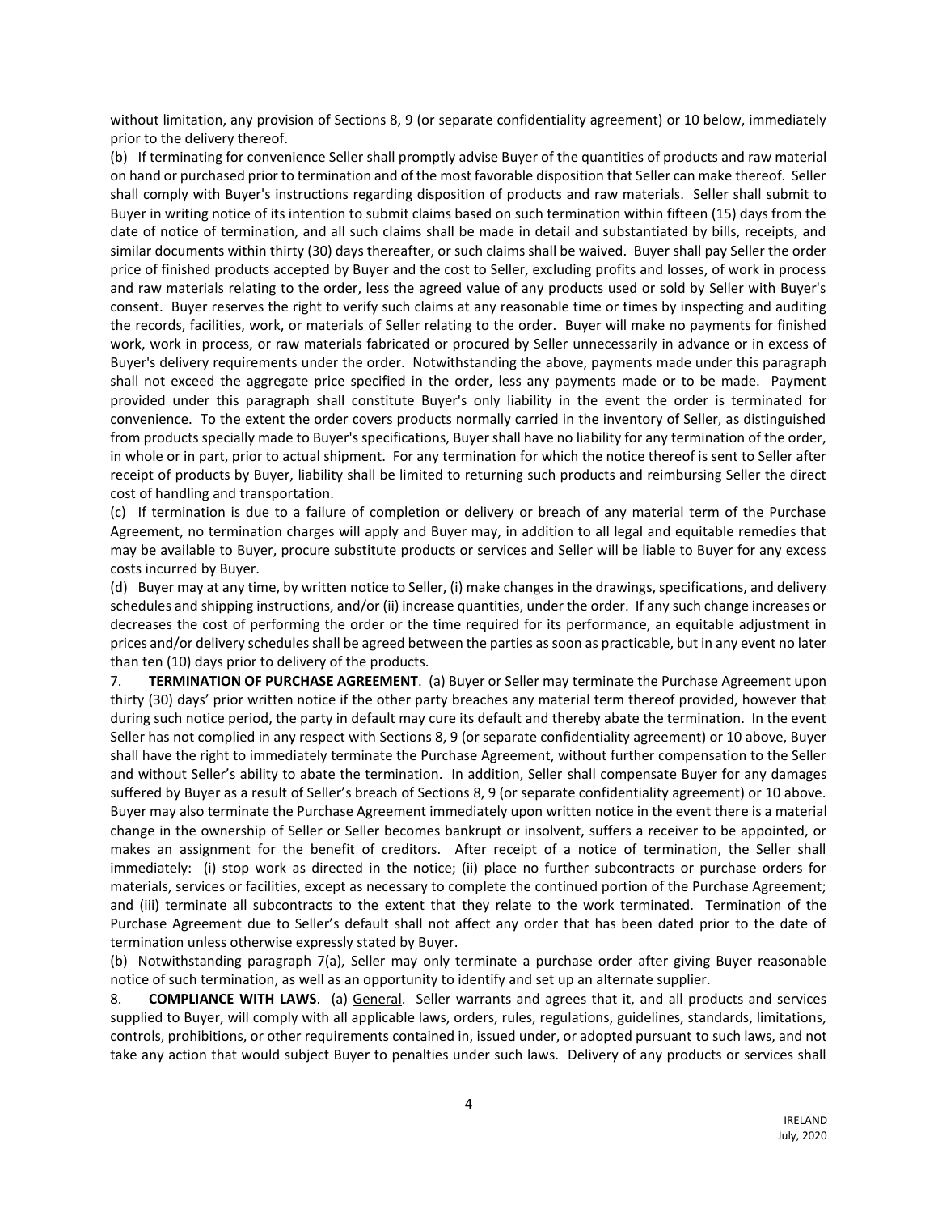without limitation, any provision of Sections 8, 9 (or separate confidentiality agreement) or 10 below, immediately prior to the delivery thereof.

(b) If terminating for convenience Seller shall promptly advise Buyer of the quantities of products and raw material on hand or purchased prior to termination and of the most favorable disposition that Seller can make thereof. Seller shall comply with Buyer's instructions regarding disposition of products and raw materials. Seller shall submit to Buyer in writing notice of its intention to submit claims based on such termination within fifteen (15) days from the date of notice of termination, and all such claims shall be made in detail and substantiated by bills, receipts, and similar documents within thirty (30) days thereafter, or such claims shall be waived. Buyer shall pay Seller the order price of finished products accepted by Buyer and the cost to Seller, excluding profits and losses, of work in process and raw materials relating to the order, less the agreed value of any products used or sold by Seller with Buyer's consent. Buyer reserves the right to verify such claims at any reasonable time or times by inspecting and auditing the records, facilities, work, or materials of Seller relating to the order. Buyer will make no payments for finished work, work in process, or raw materials fabricated or procured by Seller unnecessarily in advance or in excess of Buyer's delivery requirements under the order. Notwithstanding the above, payments made under this paragraph shall not exceed the aggregate price specified in the order, less any payments made or to be made. Payment provided under this paragraph shall constitute Buyer's only liability in the event the order is terminated for convenience. To the extent the order covers products normally carried in the inventory of Seller, as distinguished from products specially made to Buyer's specifications, Buyer shall have no liability for any termination of the order, in whole or in part, prior to actual shipment. For any termination for which the notice thereof is sent to Seller after receipt of products by Buyer, liability shall be limited to returning such products and reimbursing Seller the direct cost of handling and transportation.

(c) If termination is due to a failure of completion or delivery or breach of any material term of the Purchase Agreement, no termination charges will apply and Buyer may, in addition to all legal and equitable remedies that may be available to Buyer, procure substitute products or services and Seller will be liable to Buyer for any excess costs incurred by Buyer.

(d) Buyer may at any time, by written notice to Seller, (i) make changes in the drawings, specifications, and delivery schedules and shipping instructions, and/or (ii) increase quantities, under the order. If any such change increases or decreases the cost of performing the order or the time required for its performance, an equitable adjustment in prices and/or delivery schedules shall be agreed between the parties as soon as practicable, but in any event no later than ten (10) days prior to delivery of the products.

7. **TERMINATION OF PURCHASE AGREEMENT**. (a) Buyer or Seller may terminate the Purchase Agreement upon thirty (30) days' prior written notice if the other party breaches any material term thereof provided, however that during such notice period, the party in default may cure its default and thereby abate the termination. In the event Seller has not complied in any respect with Sections 8, 9 (or separate confidentiality agreement) or 10 above, Buyer shall have the right to immediately terminate the Purchase Agreement, without further compensation to the Seller and without Seller's ability to abate the termination. In addition, Seller shall compensate Buyer for any damages suffered by Buyer as a result of Seller's breach of Sections 8, 9 (or separate confidentiality agreement) or 10 above. Buyer may also terminate the Purchase Agreement immediately upon written notice in the event there is a material change in the ownership of Seller or Seller becomes bankrupt or insolvent, suffers a receiver to be appointed, or makes an assignment for the benefit of creditors. After receipt of a notice of termination, the Seller shall immediately: (i) stop work as directed in the notice; (ii) place no further subcontracts or purchase orders for materials, services or facilities, except as necessary to complete the continued portion of the Purchase Agreement; and (iii) terminate all subcontracts to the extent that they relate to the work terminated. Termination of the Purchase Agreement due to Seller's default shall not affect any order that has been dated prior to the date of termination unless otherwise expressly stated by Buyer.

(b) Notwithstanding paragraph 7(a), Seller may only terminate a purchase order after giving Buyer reasonable notice of such termination, as well as an opportunity to identify and set up an alternate supplier.

8. **COMPLIANCE WITH LAWS**. (a) General. Seller warrants and agrees that it, and all products and services supplied to Buyer, will comply with all applicable laws, orders, rules, regulations, guidelines, standards, limitations, controls, prohibitions, or other requirements contained in, issued under, or adopted pursuant to such laws, and not take any action that would subject Buyer to penalties under such laws. Delivery of any products or services shall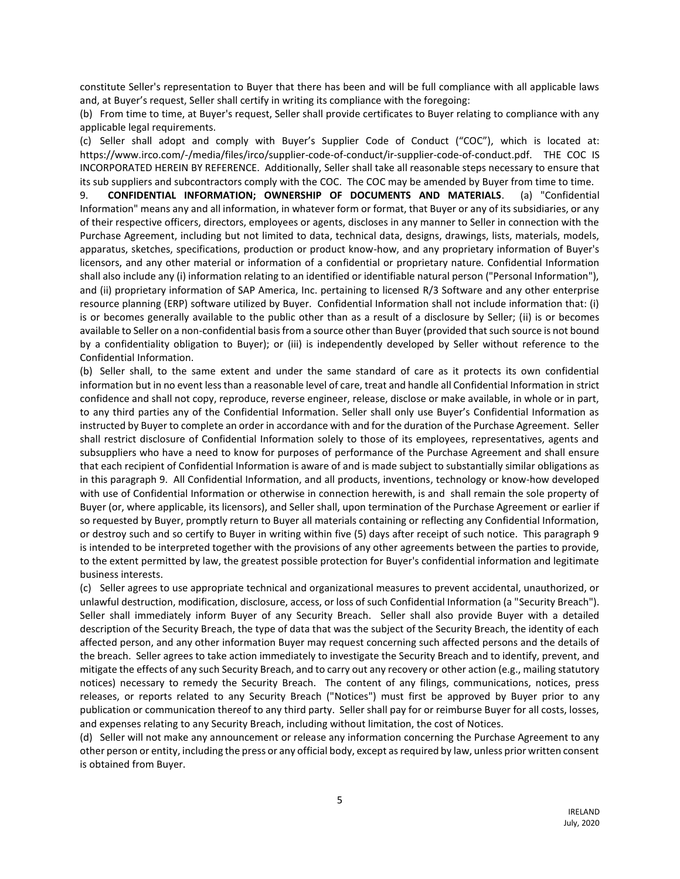constitute Seller's representation to Buyer that there has been and will be full compliance with all applicable laws and, at Buyer's request, Seller shall certify in writing its compliance with the foregoing:

(b) From time to time, at Buyer's request, Seller shall provide certificates to Buyer relating to compliance with any applicable legal requirements.

(c) Seller shall adopt and comply with Buyer's Supplier Code of Conduct ("COC"), which is located at: https://www.irco.com/-/media/files/irco/supplier-code-of-conduct/ir-supplier-code-of-conduct.pdf. THE COC IS INCORPORATED HEREIN BY REFERENCE. Additionally, Seller shall take all reasonable steps necessary to ensure that its sub suppliers and subcontractors comply with the COC. The COC may be amended by Buyer from time to time.

9. **CONFIDENTIAL INFORMATION; OWNERSHIP OF DOCUMENTS AND MATERIALS**. (a) "Confidential Information" means any and all information, in whatever form or format, that Buyer or any of its subsidiaries, or any of their respective officers, directors, employees or agents, discloses in any manner to Seller in connection with the Purchase Agreement, including but not limited to data, technical data, designs, drawings, lists, materials, models, apparatus, sketches, specifications, production or product know-how, and any proprietary information of Buyer's licensors, and any other material or information of a confidential or proprietary nature. Confidential Information shall also include any (i) information relating to an identified or identifiable natural person ("Personal Information"), and (ii) proprietary information of SAP America, Inc. pertaining to licensed R/3 Software and any other enterprise resource planning (ERP) software utilized by Buyer. Confidential Information shall not include information that: (i) is or becomes generally available to the public other than as a result of a disclosure by Seller; (ii) is or becomes available to Seller on a non-confidential basis from a source other than Buyer (provided that such source is not bound by a confidentiality obligation to Buyer); or (iii) is independently developed by Seller without reference to the Confidential Information.

(b) Seller shall, to the same extent and under the same standard of care as it protects its own confidential information but in no event less than a reasonable level of care, treat and handle all Confidential Information in strict confidence and shall not copy, reproduce, reverse engineer, release, disclose or make available, in whole or in part, to any third parties any of the Confidential Information. Seller shall only use Buyer's Confidential Information as instructed by Buyer to complete an order in accordance with and for the duration of the Purchase Agreement. Seller shall restrict disclosure of Confidential Information solely to those of its employees, representatives, agents and subsuppliers who have a need to know for purposes of performance of the Purchase Agreement and shall ensure that each recipient of Confidential Information is aware of and is made subject to substantially similar obligations as in this paragraph 9. All Confidential Information, and all products, inventions, technology or know-how developed with use of Confidential Information or otherwise in connection herewith, is and shall remain the sole property of Buyer (or, where applicable, its licensors), and Seller shall, upon termination of the Purchase Agreement or earlier if so requested by Buyer, promptly return to Buyer all materials containing or reflecting any Confidential Information, or destroy such and so certify to Buyer in writing within five (5) days after receipt of such notice. This paragraph 9 is intended to be interpreted together with the provisions of any other agreements between the parties to provide, to the extent permitted by law, the greatest possible protection for Buyer's confidential information and legitimate business interests.

(c) Seller agrees to use appropriate technical and organizational measures to prevent accidental, unauthorized, or unlawful destruction, modification, disclosure, access, or loss of such Confidential Information (a "Security Breach"). Seller shall immediately inform Buyer of any Security Breach. Seller shall also provide Buyer with a detailed description of the Security Breach, the type of data that was the subject of the Security Breach, the identity of each affected person, and any other information Buyer may request concerning such affected persons and the details of the breach. Seller agrees to take action immediately to investigate the Security Breach and to identify, prevent, and mitigate the effects of any such Security Breach, and to carry out any recovery or other action (e.g., mailing statutory notices) necessary to remedy the Security Breach. The content of any filings, communications, notices, press releases, or reports related to any Security Breach ("Notices") must first be approved by Buyer prior to any publication or communication thereof to any third party. Seller shall pay for or reimburse Buyer for all costs, losses, and expenses relating to any Security Breach, including without limitation, the cost of Notices.

(d) Seller will not make any announcement or release any information concerning the Purchase Agreement to any other person or entity, including the press or any official body, except as required by law, unless prior written consent is obtained from Buyer.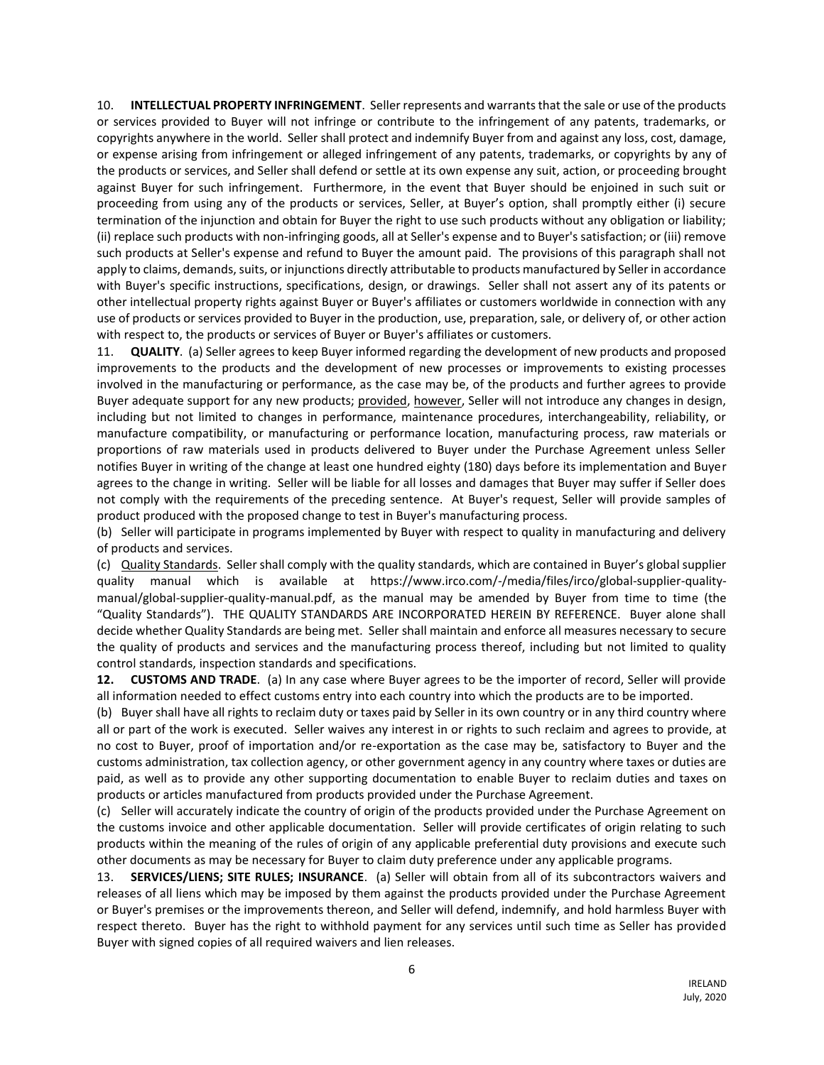10. **INTELLECTUAL PROPERTY INFRINGEMENT**. Seller represents and warrants that the sale or use of the products or services provided to Buyer will not infringe or contribute to the infringement of any patents, trademarks, or copyrights anywhere in the world. Seller shall protect and indemnify Buyer from and against any loss, cost, damage, or expense arising from infringement or alleged infringement of any patents, trademarks, or copyrights by any of the products or services, and Seller shall defend or settle at its own expense any suit, action, or proceeding brought against Buyer for such infringement. Furthermore, in the event that Buyer should be enjoined in such suit or proceeding from using any of the products or services, Seller, at Buyer's option, shall promptly either (i) secure termination of the injunction and obtain for Buyer the right to use such products without any obligation or liability; (ii) replace such products with non-infringing goods, all at Seller's expense and to Buyer's satisfaction; or (iii) remove such products at Seller's expense and refund to Buyer the amount paid. The provisions of this paragraph shall not apply to claims, demands, suits, or injunctions directly attributable to products manufactured by Seller in accordance with Buyer's specific instructions, specifications, design, or drawings. Seller shall not assert any of its patents or other intellectual property rights against Buyer or Buyer's affiliates or customers worldwide in connection with any use of products or services provided to Buyer in the production, use, preparation, sale, or delivery of, or other action with respect to, the products or services of Buyer or Buyer's affiliates or customers.

11. **QUALITY**. (a) Seller agrees to keep Buyer informed regarding the development of new products and proposed improvements to the products and the development of new processes or improvements to existing processes involved in the manufacturing or performance, as the case may be, of the products and further agrees to provide Buyer adequate support for any new products; provided, however, Seller will not introduce any changes in design, including but not limited to changes in performance, maintenance procedures, interchangeability, reliability, or manufacture compatibility, or manufacturing or performance location, manufacturing process, raw materials or proportions of raw materials used in products delivered to Buyer under the Purchase Agreement unless Seller notifies Buyer in writing of the change at least one hundred eighty (180) days before its implementation and Buyer agrees to the change in writing. Seller will be liable for all losses and damages that Buyer may suffer if Seller does not comply with the requirements of the preceding sentence. At Buyer's request, Seller will provide samples of product produced with the proposed change to test in Buyer's manufacturing process.

(b) Seller will participate in programs implemented by Buyer with respect to quality in manufacturing and delivery of products and services.

(c) Quality Standards. Seller shall comply with the quality standards, which are contained in Buyer's global supplier quality manual which is available at https://www.irco.com/-/media/files/irco/global-supplier-quality-manual/global-supplier-quality-manual.pdf, as the manual may be amended by Buyer from time to time (the "Quality Standards"). THE QUALITY STANDARDS ARE INCORPORATED HEREIN BY REFERENCE. Buyer alone shall decide whether Quality Standards are being met. Seller shall maintain and enforce all measures necessary to secure the quality of products and services and the manufacturing process thereof, including but not limited to quality control standards, inspection standards and specifications.

**12. CUSTOMS AND TRADE**. (a) In any case where Buyer agrees to be the importer of record, Seller will provide all information needed to effect customs entry into each country into which the products are to be imported.

(b) Buyer shall have all rights to reclaim duty or taxes paid by Seller in its own country or in any third country where all or part of the work is executed. Seller waives any interest in or rights to such reclaim and agrees to provide, at no cost to Buyer, proof of importation and/or re-exportation as the case may be, satisfactory to Buyer and the customs administration, tax collection agency, or other government agency in any country where taxes or duties are paid, as well as to provide any other supporting documentation to enable Buyer to reclaim duties and taxes on products or articles manufactured from products provided under the Purchase Agreement.

(c) Seller will accurately indicate the country of origin of the products provided under the Purchase Agreement on the customs invoice and other applicable documentation. Seller will provide certificates of origin relating to such products within the meaning of the rules of origin of any applicable preferential duty provisions and execute such other documents as may be necessary for Buyer to claim duty preference under any applicable programs.

13. **SERVICES/LIENS; SITE RULES; INSURANCE**. (a) Seller will obtain from all of its subcontractors waivers and releases of all liens which may be imposed by them against the products provided under the Purchase Agreement or Buyer's premises or the improvements thereon, and Seller will defend, indemnify, and hold harmless Buyer with respect thereto. Buyer has the right to withhold payment for any services until such time as Seller has provided Buyer with signed copies of all required waivers and lien releases.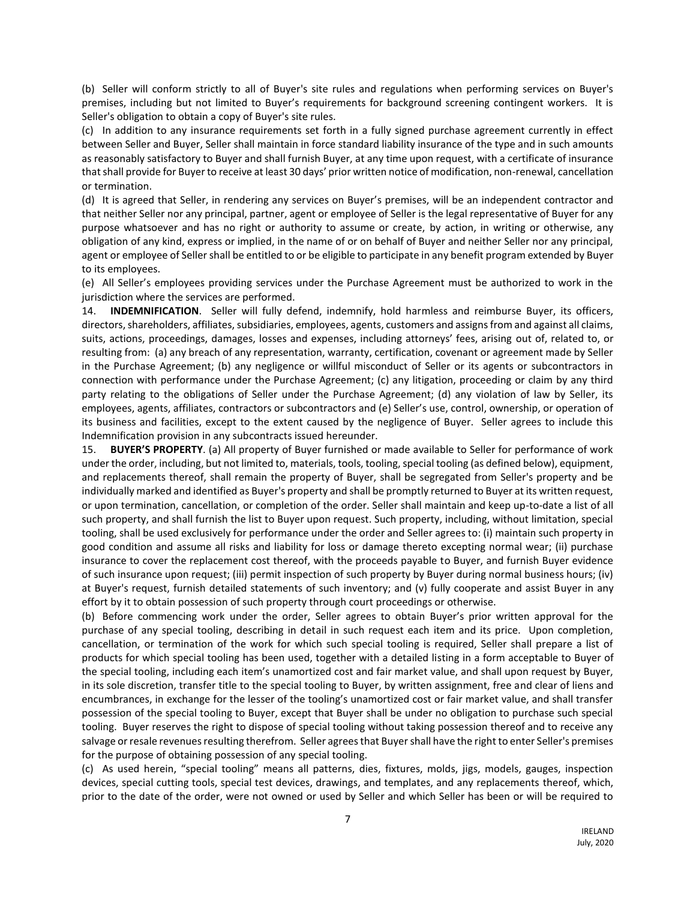(b) Seller will conform strictly to all of Buyer's site rules and regulations when performing services on Buyer's premises, including but not limited to Buyer's requirements for background screening contingent workers. It is Seller's obligation to obtain a copy of Buyer's site rules.

(c) In addition to any insurance requirements set forth in a fully signed purchase agreement currently in effect between Seller and Buyer, Seller shall maintain in force standard liability insurance of the type and in such amounts as reasonably satisfactory to Buyer and shall furnish Buyer, at any time upon request, with a certificate of insurance that shall provide for Buyer to receive at least 30 days' prior written notice of modification, non-renewal, cancellation or termination.

(d) It is agreed that Seller, in rendering any services on Buyer's premises, will be an independent contractor and that neither Seller nor any principal, partner, agent or employee of Seller is the legal representative of Buyer for any purpose whatsoever and has no right or authority to assume or create, by action, in writing or otherwise, any obligation of any kind, express or implied, in the name of or on behalf of Buyer and neither Seller nor any principal, agent or employee of Seller shall be entitled to or be eligible to participate in any benefit program extended by Buyer to its employees.

(e) All Seller's employees providing services under the Purchase Agreement must be authorized to work in the jurisdiction where the services are performed.

14. **INDEMNIFICATION**. Seller will fully defend, indemnify, hold harmless and reimburse Buyer, its officers, directors, shareholders, affiliates, subsidiaries, employees, agents, customers and assigns from and against all claims, suits, actions, proceedings, damages, losses and expenses, including attorneys' fees, arising out of, related to, or resulting from: (a) any breach of any representation, warranty, certification, covenant or agreement made by Seller in the Purchase Agreement; (b) any negligence or willful misconduct of Seller or its agents or subcontractors in connection with performance under the Purchase Agreement; (c) any litigation, proceeding or claim by any third party relating to the obligations of Seller under the Purchase Agreement; (d) any violation of law by Seller, its employees, agents, affiliates, contractors or subcontractors and (e) Seller's use, control, ownership, or operation of its business and facilities, except to the extent caused by the negligence of Buyer. Seller agrees to include this Indemnification provision in any subcontracts issued hereunder.

15. **BUYER'S PROPERTY**. (a) All property of Buyer furnished or made available to Seller for performance of work under the order, including, but not limited to, materials, tools, tooling, special tooling (as defined below), equipment, and replacements thereof, shall remain the property of Buyer, shall be segregated from Seller's property and be individually marked and identified as Buyer's property and shall be promptly returned to Buyer at its written request, or upon termination, cancellation, or completion of the order. Seller shall maintain and keep up-to-date a list of all such property, and shall furnish the list to Buyer upon request. Such property, including, without limitation, special tooling, shall be used exclusively for performance under the order and Seller agrees to: (i) maintain such property in good condition and assume all risks and liability for loss or damage thereto excepting normal wear; (ii) purchase insurance to cover the replacement cost thereof, with the proceeds payable to Buyer, and furnish Buyer evidence of such insurance upon request; (iii) permit inspection of such property by Buyer during normal business hours; (iv) at Buyer's request, furnish detailed statements of such inventory; and (v) fully cooperate and assist Buyer in any effort by it to obtain possession of such property through court proceedings or otherwise.

(b) Before commencing work under the order, Seller agrees to obtain Buyer's prior written approval for the purchase of any special tooling, describing in detail in such request each item and its price. Upon completion, cancellation, or termination of the work for which such special tooling is required, Seller shall prepare a list of products for which special tooling has been used, together with a detailed listing in a form acceptable to Buyer of the special tooling, including each item's unamortized cost and fair market value, and shall upon request by Buyer, in its sole discretion, transfer title to the special tooling to Buyer, by written assignment, free and clear of liens and encumbrances, in exchange for the lesser of the tooling's unamortized cost or fair market value, and shall transfer possession of the special tooling to Buyer, except that Buyer shall be under no obligation to purchase such special tooling. Buyer reserves the right to dispose of special tooling without taking possession thereof and to receive any salvage or resale revenues resulting therefrom. Seller agrees that Buyer shall have the right to enter Seller's premises for the purpose of obtaining possession of any special tooling.

(c) As used herein, "special tooling" means all patterns, dies, fixtures, molds, jigs, models, gauges, inspection devices, special cutting tools, special test devices, drawings, and templates, and any replacements thereof, which, prior to the date of the order, were not owned or used by Seller and which Seller has been or will be required to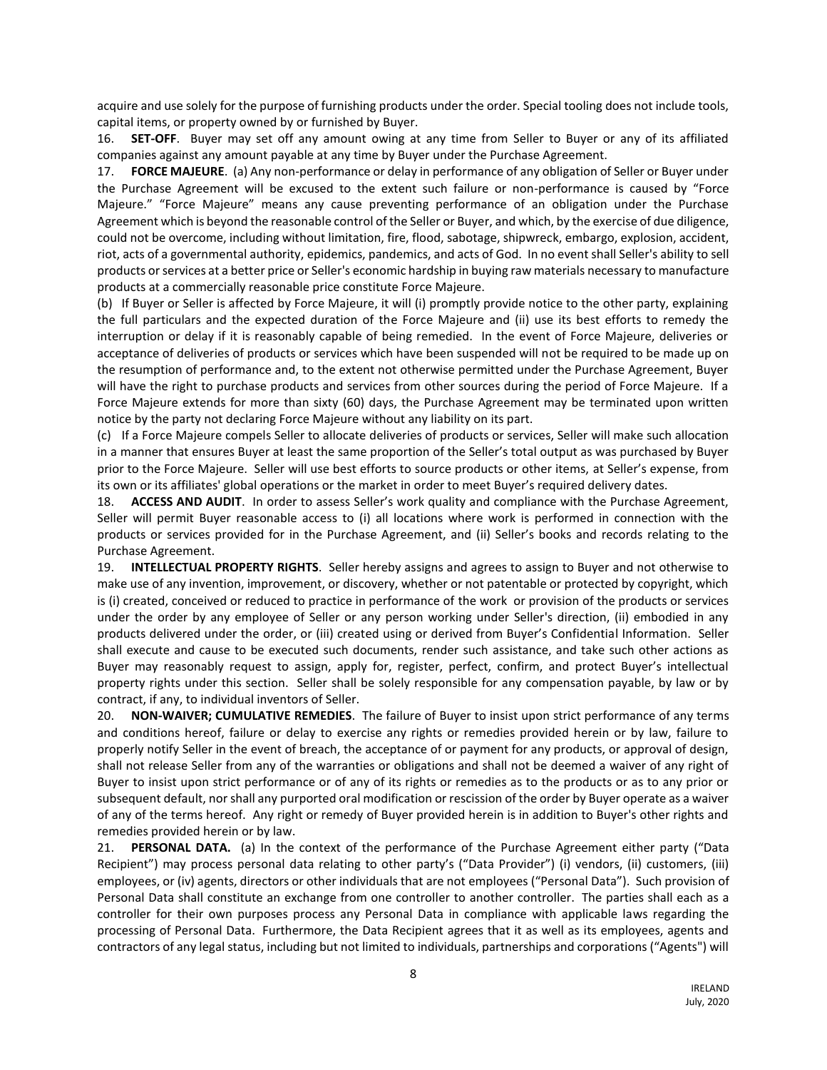acquire and use solely for the purpose of furnishing products under the order. Special tooling does not include tools, capital items, or property owned by or furnished by Buyer.

16. **SET-OFF**. Buyer may set off any amount owing at any time from Seller to Buyer or any of its affiliated companies against any amount payable at any time by Buyer under the Purchase Agreement.

17. **FORCE MAJEURE**. (a) Any non-performance or delay in performance of any obligation of Seller or Buyer under the Purchase Agreement will be excused to the extent such failure or non-performance is caused by "Force Majeure." "Force Majeure" means any cause preventing performance of an obligation under the Purchase Agreement which is beyond the reasonable control of the Seller or Buyer, and which, by the exercise of due diligence, could not be overcome, including without limitation, fire, flood, sabotage, shipwreck, embargo, explosion, accident, riot, acts of a governmental authority, epidemics, pandemics, and acts of God. In no event shall Seller's ability to sell products or services at a better price or Seller's economic hardship in buying raw materials necessary to manufacture products at a commercially reasonable price constitute Force Majeure.

(b) If Buyer or Seller is affected by Force Majeure, it will (i) promptly provide notice to the other party, explaining the full particulars and the expected duration of the Force Majeure and (ii) use its best efforts to remedy the interruption or delay if it is reasonably capable of being remedied. In the event of Force Majeure, deliveries or acceptance of deliveries of products or services which have been suspended will not be required to be made up on the resumption of performance and, to the extent not otherwise permitted under the Purchase Agreement, Buyer will have the right to purchase products and services from other sources during the period of Force Majeure. If a Force Majeure extends for more than sixty (60) days, the Purchase Agreement may be terminated upon written notice by the party not declaring Force Majeure without any liability on its part.

(c) If a Force Majeure compels Seller to allocate deliveries of products or services, Seller will make such allocation in a manner that ensures Buyer at least the same proportion of the Seller's total output as was purchased by Buyer prior to the Force Majeure. Seller will use best efforts to source products or other items, at Seller's expense, from its own or its affiliates' global operations or the market in order to meet Buyer's required delivery dates.

18. **ACCESS AND AUDIT**. In order to assess Seller's work quality and compliance with the Purchase Agreement, Seller will permit Buyer reasonable access to (i) all locations where work is performed in connection with the products or services provided for in the Purchase Agreement, and (ii) Seller's books and records relating to the Purchase Agreement.

19. **INTELLECTUAL PROPERTY RIGHTS**. Seller hereby assigns and agrees to assign to Buyer and not otherwise to make use of any invention, improvement, or discovery, whether or not patentable or protected by copyright, which is (i) created, conceived or reduced to practice in performance of the work or provision of the products or services under the order by any employee of Seller or any person working under Seller's direction, (ii) embodied in any products delivered under the order, or (iii) created using or derived from Buyer's Confidential Information. Seller shall execute and cause to be executed such documents, render such assistance, and take such other actions as Buyer may reasonably request to assign, apply for, register, perfect, confirm, and protect Buyer's intellectual property rights under this section. Seller shall be solely responsible for any compensation payable, by law or by contract, if any, to individual inventors of Seller.

20. **NON-WAIVER; CUMULATIVE REMEDIES**. The failure of Buyer to insist upon strict performance of any terms and conditions hereof, failure or delay to exercise any rights or remedies provided herein or by law, failure to properly notify Seller in the event of breach, the acceptance of or payment for any products, or approval of design, shall not release Seller from any of the warranties or obligations and shall not be deemed a waiver of any right of Buyer to insist upon strict performance or of any of its rights or remedies as to the products or as to any prior or subsequent default, nor shall any purported oral modification or rescission of the order by Buyer operate as a waiver of any of the terms hereof. Any right or remedy of Buyer provided herein is in addition to Buyer's other rights and remedies provided herein or by law.

21. **PERSONAL DATA.** (a) In the context of the performance of the Purchase Agreement either party ("Data Recipient") may process personal data relating to other party's ("Data Provider") (i) vendors, (ii) customers, (iii) employees, or (iv) agents, directors or other individuals that are not employees ("Personal Data"). Such provision of Personal Data shall constitute an exchange from one controller to another controller. The parties shall each as a controller for their own purposes process any Personal Data in compliance with applicable laws regarding the processing of Personal Data. Furthermore, the Data Recipient agrees that it as well as its employees, agents and contractors of any legal status, including but not limited to individuals, partnerships and corporations ("Agents") will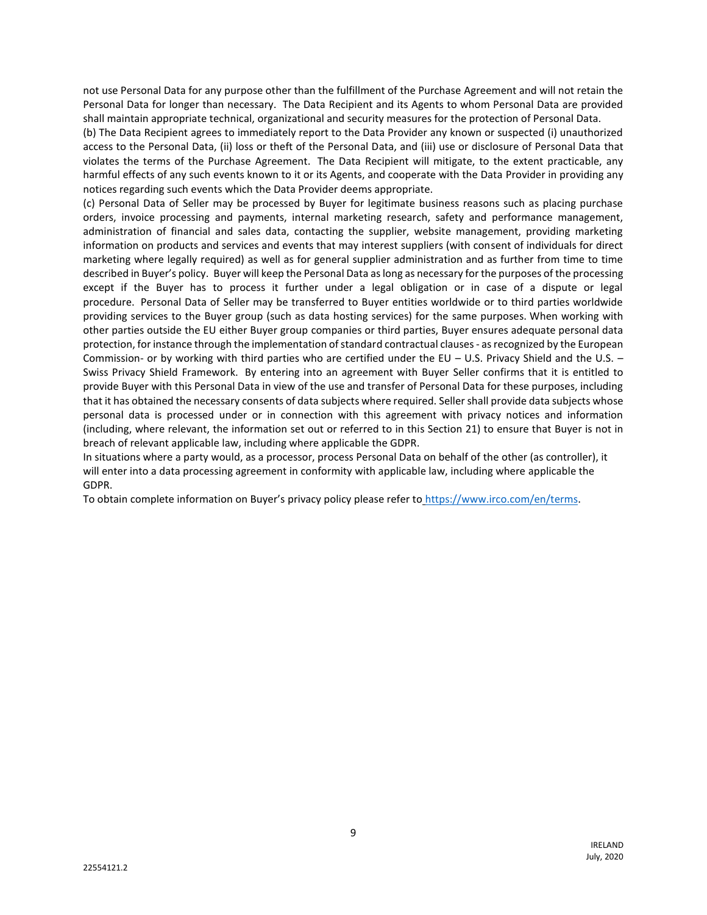not use Personal Data for any purpose other than the fulfillment of the Purchase Agreement and will not retain the Personal Data for longer than necessary. The Data Recipient and its Agents to whom Personal Data are provided shall maintain appropriate technical, organizational and security measures for the protection of Personal Data.

(b) The Data Recipient agrees to immediately report to the Data Provider any known or suspected (i) unauthorized access to the Personal Data, (ii) loss or theft of the Personal Data, and (iii) use or disclosure of Personal Data that violates the terms of the Purchase Agreement. The Data Recipient will mitigate, to the extent practicable, any harmful effects of any such events known to it or its Agents, and cooperate with the Data Provider in providing any notices regarding such events which the Data Provider deems appropriate.

(c) Personal Data of Seller may be processed by Buyer for legitimate business reasons such as placing purchase orders, invoice processing and payments, internal marketing research, safety and performance management, administration of financial and sales data, contacting the supplier, website management, providing marketing information on products and services and events that may interest suppliers (with consent of individuals for direct marketing where legally required) as well as for general supplier administration and as further from time to time described in Buyer's policy. Buyer will keep the Personal Data as long as necessary for the purposes of the processing except if the Buyer has to process it further under a legal obligation or in case of a dispute or legal procedure. Personal Data of Seller may be transferred to Buyer entities worldwide or to third parties worldwide providing services to the Buyer group (such as data hosting services) for the same purposes. When working with other parties outside the EU either Buyer group companies or third parties, Buyer ensures adequate personal data protection, for instance through the implementation of standard contractual clauses - as recognized by the European Commission- or by working with third parties who are certified under the EU – U.S. Privacy Shield and the U.S. – Swiss Privacy Shield Framework. By entering into an agreement with Buyer Seller confirms that it is entitled to provide Buyer with this Personal Data in view of the use and transfer of Personal Data for these purposes, including that it has obtained the necessary consents of data subjects where required. Seller shall provide data subjects whose personal data is processed under or in connection with this agreement with privacy notices and information (including, where relevant, the information set out or referred to in this Section 21) to ensure that Buyer is not in breach of relevant applicable law, including where applicable the GDPR.

In situations where a party would, as a processor, process Personal Data on behalf of the other (as controller), it will enter into a data processing agreement in conformity with applicable law, including where applicable the GDPR.

To obtain complete information on Buyer's privacy policy please refer to https://www.irco.com/en/terms.